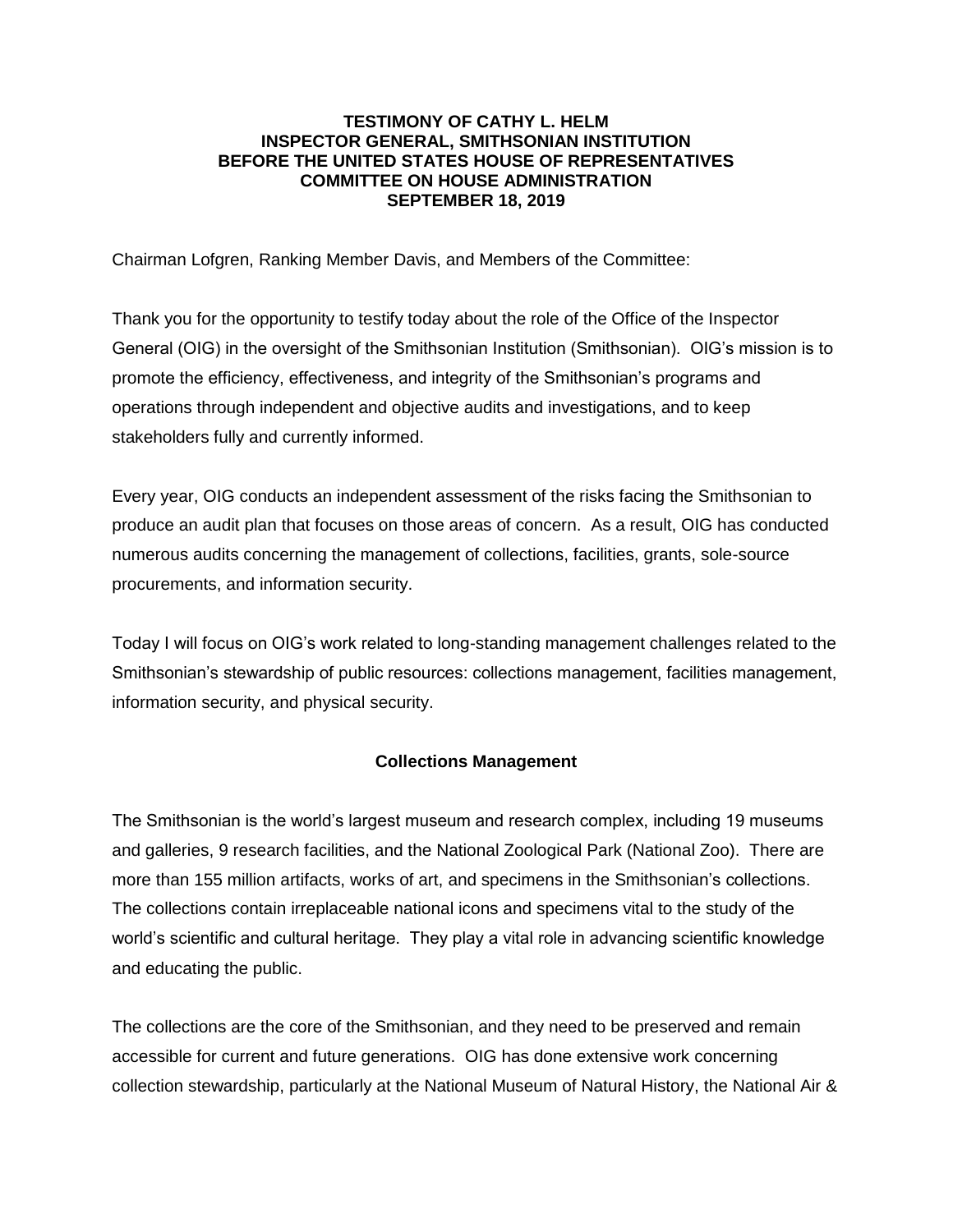**TESTIMONY OF CATHY L. HELM**
**INSPECTOR GENERAL, SMITHSONIAN INSTITUTION**
**BEFORE THE UNITED STATES HOUSE OF REPRESENTATIVES**
**COMMITTEE ON HOUSE ADMINISTRATION**
**SEPTEMBER 18, 2019**

Chairman Lofgren, Ranking Member Davis, and Members of the Committee:

Thank you for the opportunity to testify today about the role of the Office of the Inspector General (OIG) in the oversight of the Smithsonian Institution (Smithsonian). OIG's mission is to promote the efficiency, effectiveness, and integrity of the Smithsonian's programs and operations through independent and objective audits and investigations, and to keep stakeholders fully and currently informed.

Every year, OIG conducts an independent assessment of the risks facing the Smithsonian to produce an audit plan that focuses on those areas of concern. As a result, OIG has conducted numerous audits concerning the management of collections, facilities, grants, sole-source procurements, and information security.

Today I will focus on OIG's work related to long-standing management challenges related to the Smithsonian's stewardship of public resources: collections management, facilities management, information security, and physical security.

## Collections Management

The Smithsonian is the world's largest museum and research complex, including 19 museums and galleries, 9 research facilities, and the National Zoological Park (National Zoo). There are more than 155 million artifacts, works of art, and specimens in the Smithsonian's collections. The collections contain irreplaceable national icons and specimens vital to the study of the world's scientific and cultural heritage. They play a vital role in advancing scientific knowledge and educating the public.

The collections are the core of the Smithsonian, and they need to be preserved and remain accessible for current and future generations. OIG has done extensive work concerning collection stewardship, particularly at the National Museum of Natural History, the National Air &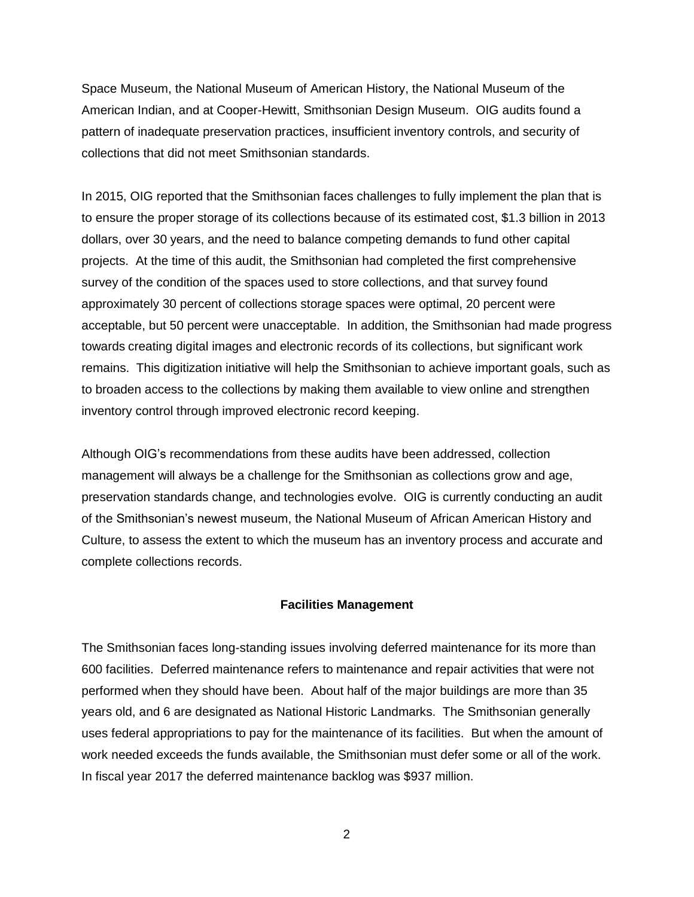Space Museum, the National Museum of American History, the National Museum of the American Indian, and at Cooper-Hewitt, Smithsonian Design Museum. OIG audits found a pattern of inadequate preservation practices, insufficient inventory controls, and security of collections that did not meet Smithsonian standards.

In 2015, OIG reported that the Smithsonian faces challenges to fully implement the plan that is to ensure the proper storage of its collections because of its estimated cost, $1.3 billion in 2013 dollars, over 30 years, and the need to balance competing demands to fund other capital projects. At the time of this audit, the Smithsonian had completed the first comprehensive survey of the condition of the spaces used to store collections, and that survey found approximately 30 percent of collections storage spaces were optimal, 20 percent were acceptable, but 50 percent were unacceptable. In addition, the Smithsonian had made progress towards creating digital images and electronic records of its collections, but significant work remains. This digitization initiative will help the Smithsonian to achieve important goals, such as to broaden access to the collections by making them available to view online and strengthen inventory control through improved electronic record keeping.

Although OIG's recommendations from these audits have been addressed, collection management will always be a challenge for the Smithsonian as collections grow and age, preservation standards change, and technologies evolve. OIG is currently conducting an audit of the Smithsonian's newest museum, the National Museum of African American History and Culture, to assess the extent to which the museum has an inventory process and accurate and complete collections records.

## Facilities Management

The Smithsonian faces long-standing issues involving deferred maintenance for its more than 600 facilities. Deferred maintenance refers to maintenance and repair activities that were not performed when they should have been. About half of the major buildings are more than 35 years old, and 6 are designated as National Historic Landmarks. The Smithsonian generally uses federal appropriations to pay for the maintenance of its facilities. But when the amount of work needed exceeds the funds available, the Smithsonian must defer some or all of the work. In fiscal year 2017 the deferred maintenance backlog was $937 million.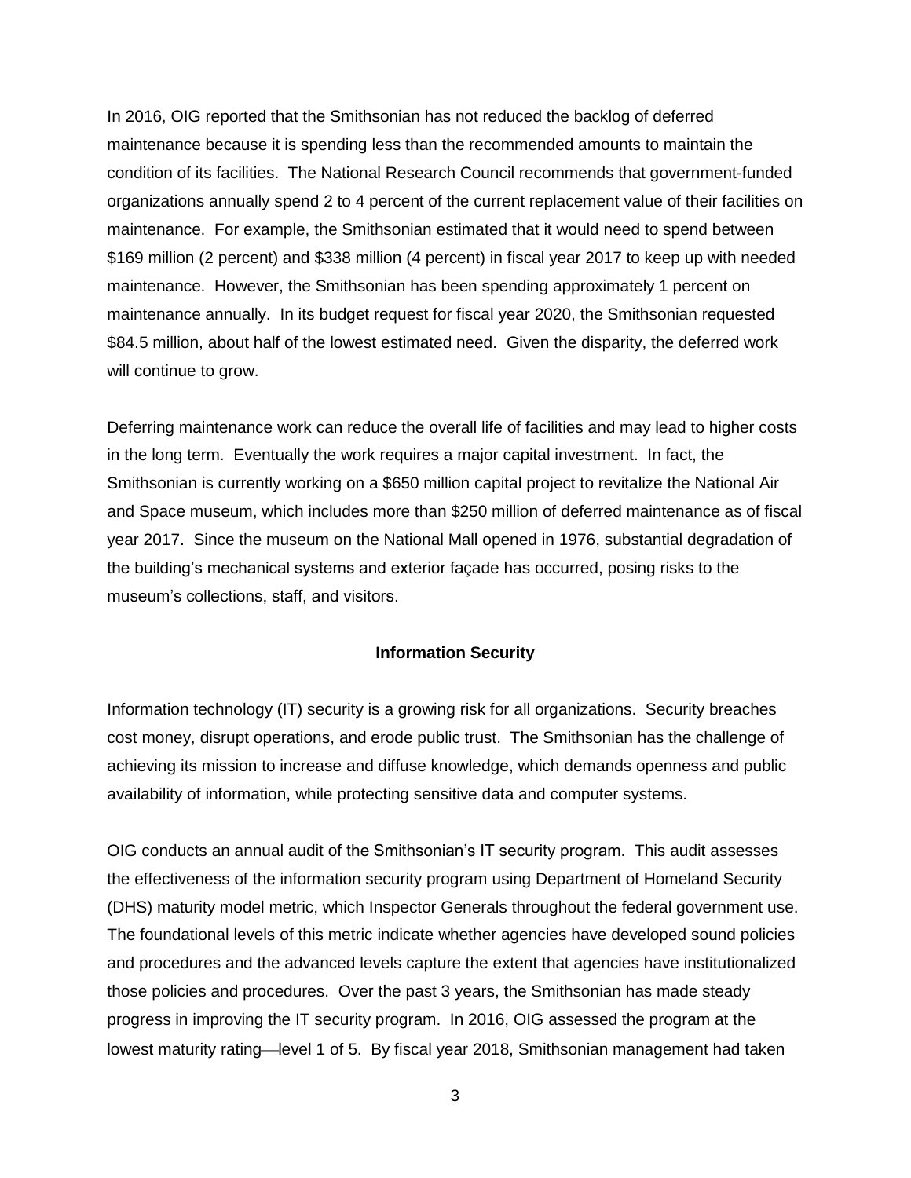In 2016, OIG reported that the Smithsonian has not reduced the backlog of deferred maintenance because it is spending less than the recommended amounts to maintain the condition of its facilities. The National Research Council recommends that government-funded organizations annually spend 2 to 4 percent of the current replacement value of their facilities on maintenance. For example, the Smithsonian estimated that it would need to spend between \$169 million (2 percent) and \$338 million (4 percent) in fiscal year 2017 to keep up with needed maintenance. However, the Smithsonian has been spending approximately 1 percent on maintenance annually. In its budget request for fiscal year 2020, the Smithsonian requested \$84.5 million, about half of the lowest estimated need. Given the disparity, the deferred work will continue to grow.

Deferring maintenance work can reduce the overall life of facilities and may lead to higher costs in the long term. Eventually the work requires a major capital investment. In fact, the Smithsonian is currently working on a \$650 million capital project to revitalize the National Air and Space museum, which includes more than \$250 million of deferred maintenance as of fiscal year 2017. Since the museum on the National Mall opened in 1976, substantial degradation of the building's mechanical systems and exterior façade has occurred, posing risks to the museum's collections, staff, and visitors.

## Information Security

Information technology (IT) security is a growing risk for all organizations. Security breaches cost money, disrupt operations, and erode public trust. The Smithsonian has the challenge of achieving its mission to increase and diffuse knowledge, which demands openness and public availability of information, while protecting sensitive data and computer systems.

OIG conducts an annual audit of the Smithsonian's IT security program. This audit assesses the effectiveness of the information security program using Department of Homeland Security (DHS) maturity model metric, which Inspector Generals throughout the federal government use. The foundational levels of this metric indicate whether agencies have developed sound policies and procedures and the advanced levels capture the extent that agencies have institutionalized those policies and procedures. Over the past 3 years, the Smithsonian has made steady progress in improving the IT security program. In 2016, OIG assessed the program at the lowest maturity rating—level 1 of 5. By fiscal year 2018, Smithsonian management had taken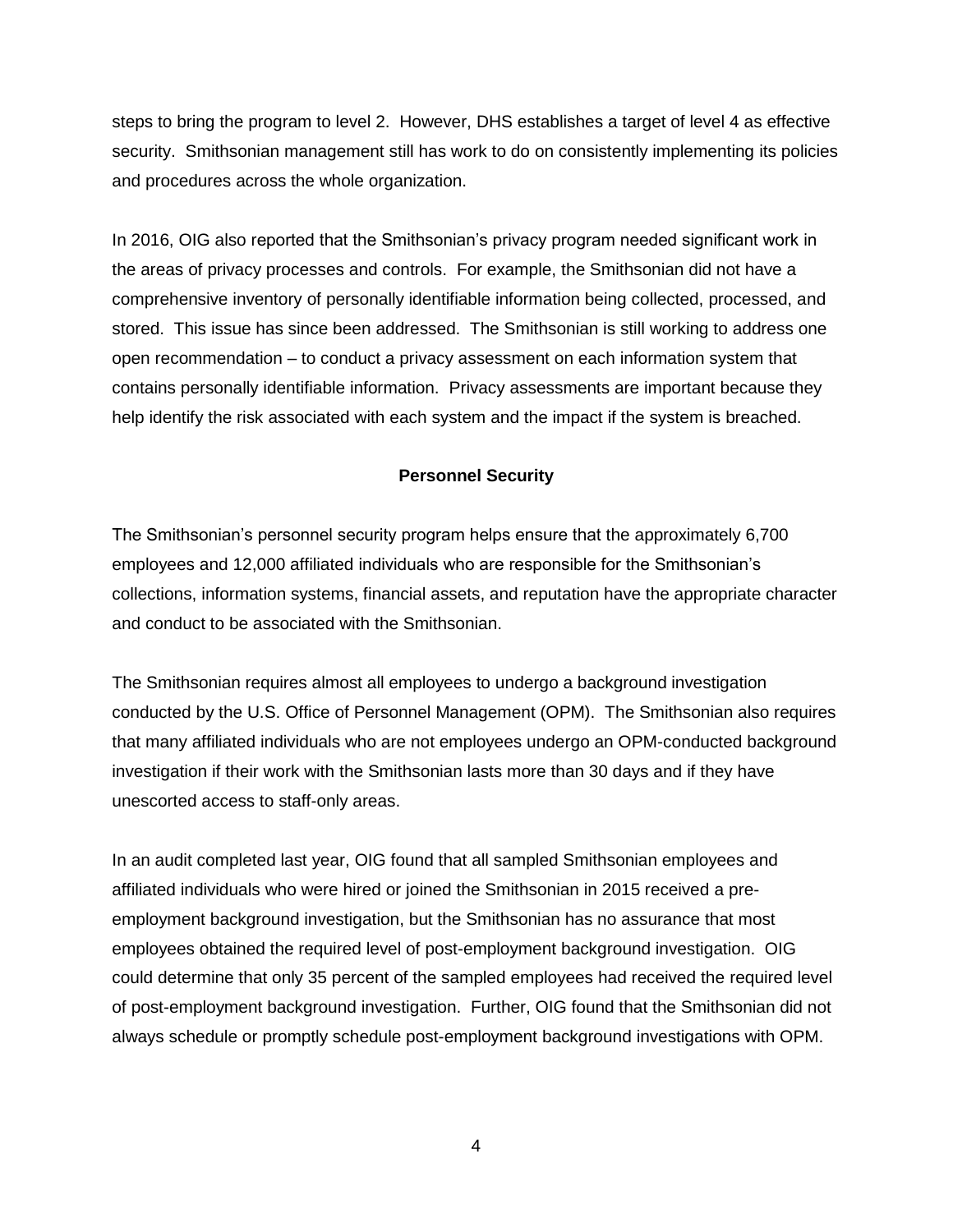steps to bring the program to level 2. However, DHS establishes a target of level 4 as effective security. Smithsonian management still has work to do on consistently implementing its policies and procedures across the whole organization.

In 2016, OIG also reported that the Smithsonian's privacy program needed significant work in the areas of privacy processes and controls. For example, the Smithsonian did not have a comprehensive inventory of personally identifiable information being collected, processed, and stored. This issue has since been addressed. The Smithsonian is still working to address one open recommendation – to conduct a privacy assessment on each information system that contains personally identifiable information. Privacy assessments are important because they help identify the risk associated with each system and the impact if the system is breached.

### Personnel Security

The Smithsonian's personnel security program helps ensure that the approximately 6,700 employees and 12,000 affiliated individuals who are responsible for the Smithsonian's collections, information systems, financial assets, and reputation have the appropriate character and conduct to be associated with the Smithsonian.

The Smithsonian requires almost all employees to undergo a background investigation conducted by the U.S. Office of Personnel Management (OPM). The Smithsonian also requires that many affiliated individuals who are not employees undergo an OPM-conducted background investigation if their work with the Smithsonian lasts more than 30 days and if they have unescorted access to staff-only areas.

In an audit completed last year, OIG found that all sampled Smithsonian employees and affiliated individuals who were hired or joined the Smithsonian in 2015 received a pre-employment background investigation, but the Smithsonian has no assurance that most employees obtained the required level of post-employment background investigation. OIG could determine that only 35 percent of the sampled employees had received the required level of post-employment background investigation. Further, OIG found that the Smithsonian did not always schedule or promptly schedule post-employment background investigations with OPM.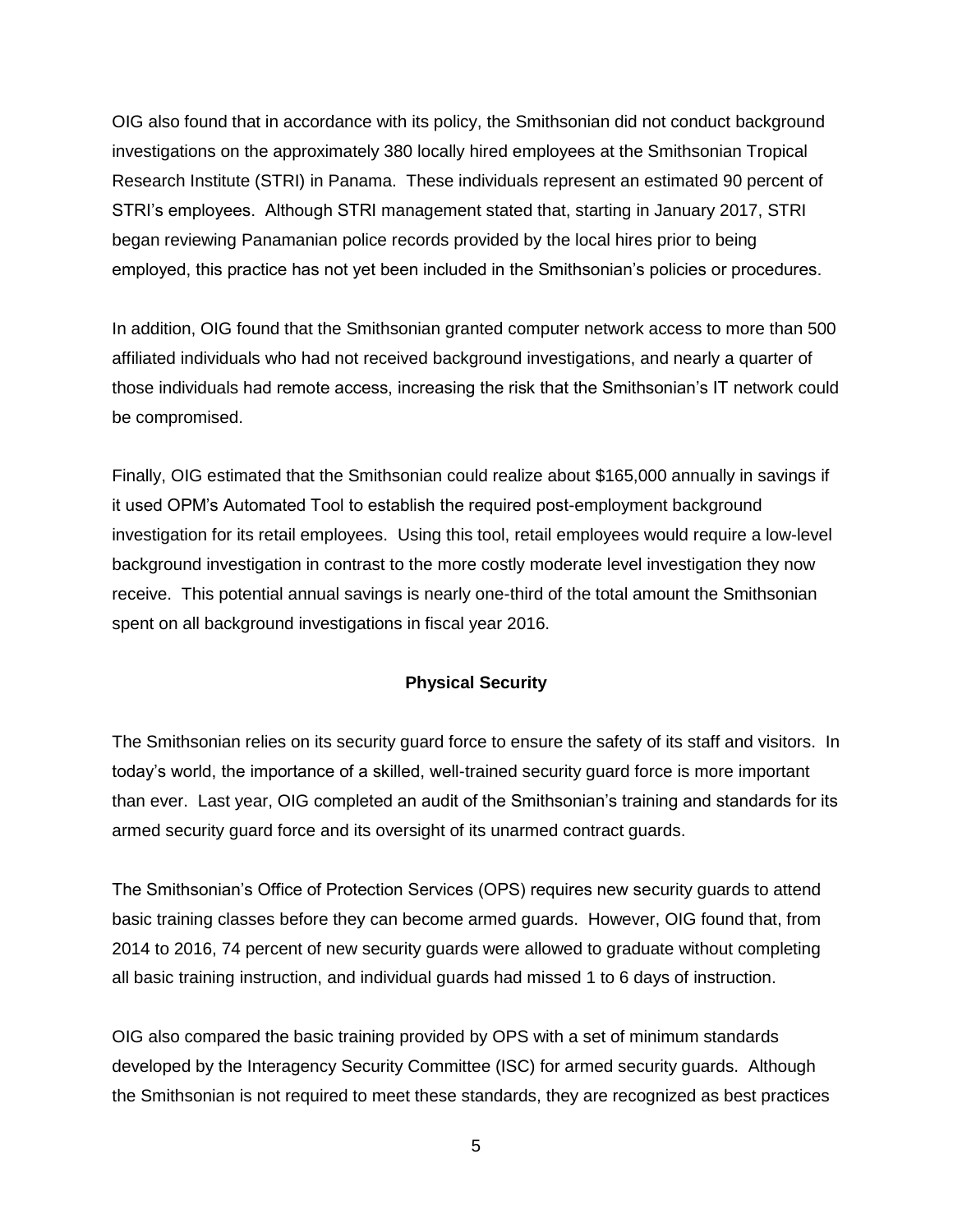OIG also found that in accordance with its policy, the Smithsonian did not conduct background investigations on the approximately 380 locally hired employees at the Smithsonian Tropical Research Institute (STRI) in Panama. These individuals represent an estimated 90 percent of STRI's employees. Although STRI management stated that, starting in January 2017, STRI began reviewing Panamanian police records provided by the local hires prior to being employed, this practice has not yet been included in the Smithsonian's policies or procedures.

In addition, OIG found that the Smithsonian granted computer network access to more than 500 affiliated individuals who had not received background investigations, and nearly a quarter of those individuals had remote access, increasing the risk that the Smithsonian's IT network could be compromised.

Finally, OIG estimated that the Smithsonian could realize about $165,000 annually in savings if it used OPM's Automated Tool to establish the required post-employment background investigation for its retail employees. Using this tool, retail employees would require a low-level background investigation in contrast to the more costly moderate level investigation they now receive. This potential annual savings is nearly one-third of the total amount the Smithsonian spent on all background investigations in fiscal year 2016.

## Physical Security

The Smithsonian relies on its security guard force to ensure the safety of its staff and visitors. In today's world, the importance of a skilled, well-trained security guard force is more important than ever. Last year, OIG completed an audit of the Smithsonian's training and standards for its armed security guard force and its oversight of its unarmed contract guards.

The Smithsonian's Office of Protection Services (OPS) requires new security guards to attend basic training classes before they can become armed guards. However, OIG found that, from 2014 to 2016, 74 percent of new security guards were allowed to graduate without completing all basic training instruction, and individual guards had missed 1 to 6 days of instruction.

OIG also compared the basic training provided by OPS with a set of minimum standards developed by the Interagency Security Committee (ISC) for armed security guards. Although the Smithsonian is not required to meet these standards, they are recognized as best practices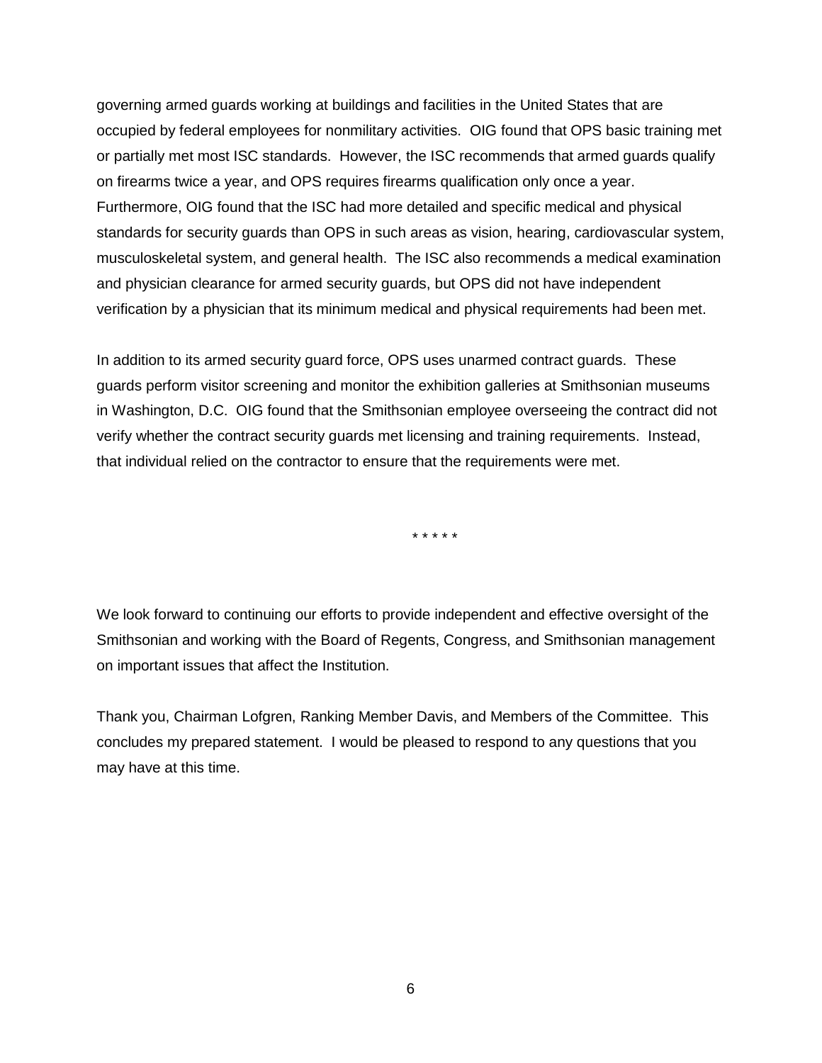governing armed guards working at buildings and facilities in the United States that are occupied by federal employees for nonmilitary activities. OIG found that OPS basic training met or partially met most ISC standards. However, the ISC recommends that armed guards qualify on firearms twice a year, and OPS requires firearms qualification only once a year. Furthermore, OIG found that the ISC had more detailed and specific medical and physical standards for security guards than OPS in such areas as vision, hearing, cardiovascular system, musculoskeletal system, and general health. The ISC also recommends a medical examination and physician clearance for armed security guards, but OPS did not have independent verification by a physician that its minimum medical and physical requirements had been met.

In addition to its armed security guard force, OPS uses unarmed contract guards. These guards perform visitor screening and monitor the exhibition galleries at Smithsonian museums in Washington, D.C. OIG found that the Smithsonian employee overseeing the contract did not verify whether the contract security guards met licensing and training requirements. Instead, that individual relied on the contractor to ensure that the requirements were met.

\* \* \* \* \*

We look forward to continuing our efforts to provide independent and effective oversight of the Smithsonian and working with the Board of Regents, Congress, and Smithsonian management on important issues that affect the Institution.

Thank you, Chairman Lofgren, Ranking Member Davis, and Members of the Committee. This concludes my prepared statement. I would be pleased to respond to any questions that you may have at this time.